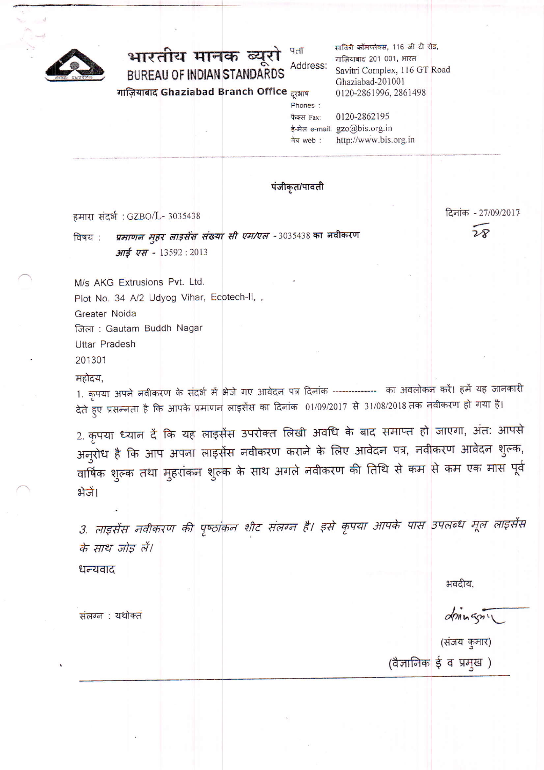# भारतीय मानक ब्यूरो
## BUREAU OF INDIAN STANDARDS
**गाज़ियाबाद Ghaziabad Branch Office**

पता Address: सावित्री कॉम्पलेक्स, 116 जी टी रोड, गाज़ियाबाद 201 001, भारत
Savitri Complex, 116 GT Road
Ghaziabad-201001

दूरभाष Phones : 0120-2861996, 2861498

फैक्स Fax: 0120-2862195

ई-मेल e-mail: gzo@bis.org.in

वेब web : http://www.bis.org.in

---

**पंजीकृत/पावती**

हमारा संदर्भ : GZBO/L- 3035438

दिनांक - 27/09/2017

28

विषय : ***प्रमाणन मुहर लाइसेंस संख्या सी एम/एल*** - 3035438 **का नवीकरण**
***आई एस*** - 13592 : 2013

M/s AKG Extrusions Pvt. Ltd.
Plot No. 34 A/2 Udyog Vihar, Ecotech-II, ,
Greater Noida
जिला : Gautam Buddh Nagar
Uttar Pradesh
201301

महोदय,

1. कृपया अपने नवीकरण के संदर्भ में भेजे गए आवेदन पत्र दिनांक ------------- का अवलोकन करें। हमें यह जानकारी देते हुए प्रसन्नता है कि आपके प्रमाणन लाइसेंस का दिनांक 01/09/2017 से 31/08/2018 तक नवीकरण हो गया है।

2. कृपया ध्यान दें कि यह लाइसेंस उपरोक्त लिखी अवधि के बाद समाप्त हो जाएगा, अंत: आपसे अनुरोध है कि आप अपना लाइसेंस नवीकरण कराने के लिए आवेदन पत्र, नवीकरण आवेदन शुल्क, वार्षिक शुल्क तथा मुहरांकन शुल्क के साथ अगले नवीकरण की तिथि से कम से कम एक मास पूर्व भेजें।

*3. लाइसेंस नवीकरण की पृष्ठांकन शीट संलग्न है। इसे कृपया आपके पास उपलब्ध मूल लाइसेंस के साथ जोड़ लें।*

धन्यवाद

भवदीय,

(संजय कुमार)
(वैज्ञानिक ई व प्रमुख )

संलग्न : यथोक्त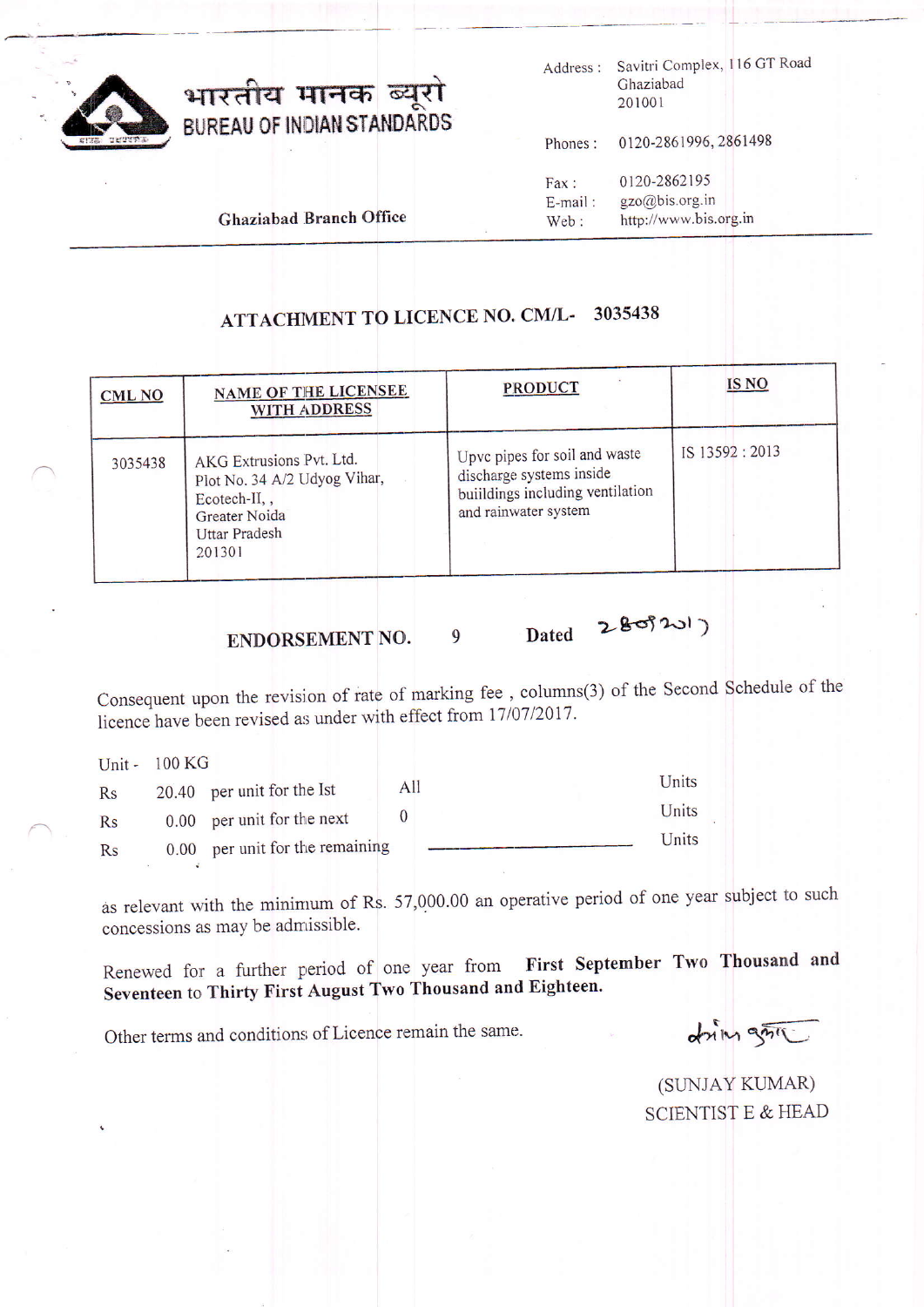भारतीय मानक ब्यूरो
BUREAU OF INDIAN STANDARDS

Ghaziabad Branch Office

Address : Savitri Complex, 116 GT Road
Ghaziabad
201001

Phones : 0120-2861996, 2861498

Fax : 0120-2862195
E-mail : gzo@bis.org.in
Web : http://www.bis.org.in

## ATTACHMENT TO LICENCE NO. CM/L- 3035438

| CML NO | NAME OF THE LICENSEE WITH ADDRESS | PRODUCT | IS NO |
|---|---|---|---|
| 3035438 | AKG Extrusions Pvt. Ltd.<br>Plot No. 34 A/2 Udyog Vihar,<br>Ecotech-II, ,<br>Greater Noida<br>Uttar Pradesh<br>201301 | Upvc pipes for soil and waste discharge systems inside buiildings including ventilation and rainwater system | IS 13592 : 2013 |

**ENDORSEMENT NO.** 9 **Dated** 28-08-2017

Consequent upon the revision of rate of marking fee , columns(3) of the Second Schedule of the licence have been revised as under with effect from 17/07/2017.

Unit - 100 KG

| | | | | |
|---|---|---|---|---|
| Rs | 20.40 | per unit for the Ist | All | Units |
| Rs | 0.00 | per unit for the next | 0 | Units |
| Rs | 0.00 | per unit for the remaining | | Units |

as relevant with the minimum of Rs. 57,000.00 an operative period of one year subject to such concessions as may be admissible.

Renewed for a further period of one year from **First September Two Thousand and Seventeen** to **Thirty First August Two Thousand and Eighteen.**

Other terms and conditions of Licence remain the same.

(SUNJAY KUMAR)
SCIENTIST E & HEAD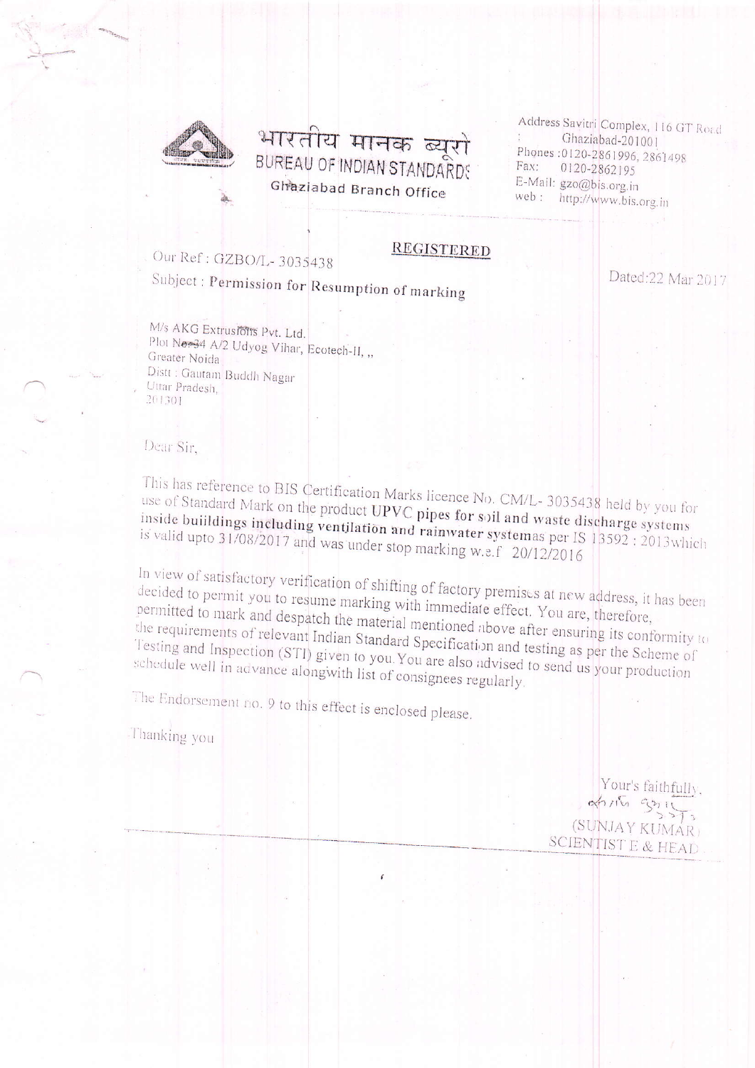भारतीय मानक ब्यूरो
BUREAU OF INDIAN STANDARDS
Ghaziabad Branch Office

Address : Savitri Complex, 116 GT Road
Ghaziabad-201001
Phones : 0120-2861996, 2861498
Fax: 0120-2862195
E-Mail: gzo@bis.org.in
web : http://www.bis.org.in

**REGISTERED**

Our Ref : GZBO/L- 3035438

Dated:22 Mar 2017

Subject : **Permission for Resumption of marking**

M/s AKG Extrusions Pvt. Ltd.
Plot No. 34 A/2 Udyog Vihar, Ecotech-II, ,,
Greater Noida
Distt : Gautam Buddh Nagar
Uttar Pradesh,
201301

Dear Sir,

This has reference to BIS Certification Marks licence No. CM/L- 3035438 held by you for use of Standard Mark on the product **UPVC pipes for soil and waste discharge systems inside buiildings including ventilation and rainwater systems**as per IS 13592 : 2013which is valid upto 31/08/2017 and was under stop marking w.e.f 20/12/2016

In view of satisfactory verification of shifting of factory premises at new address, it has been decided to permit you to resume marking with immediate effect. You are, therefore, permitted to mark and despatch the material mentioned above after ensuring its conformity to the requirements of relevant Indian Standard Specification and testing as per the Scheme of Testing and Inspection (STI) given to you. You are also advised to send us your production schedule well in advance alongwith list of consignees regularly.

The Endorsement no. 9 to this effect is enclosed please.

Thanking you

Your's faithfully,

(SUNJAY KUMAR)
SCIENTIST E & HEAD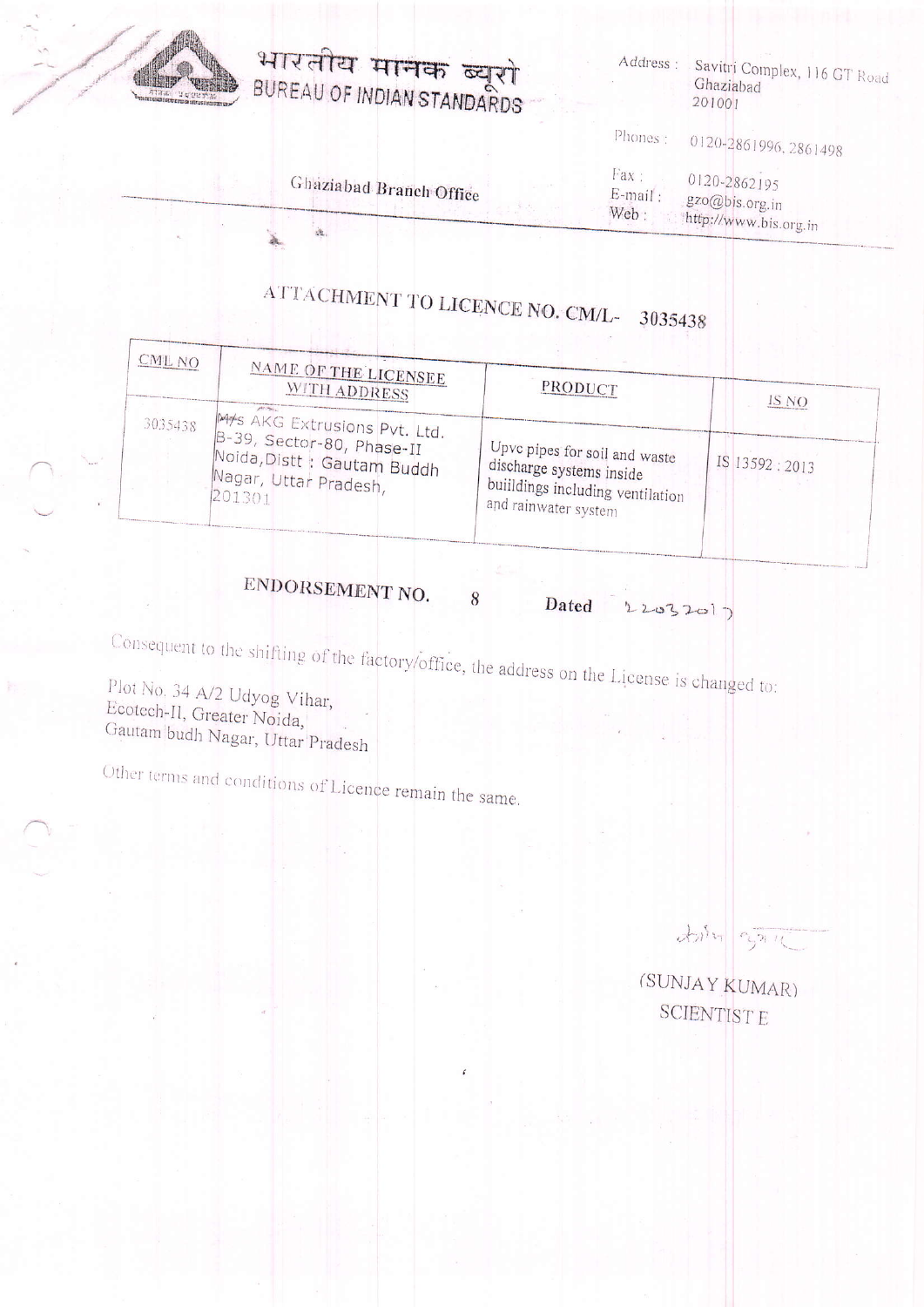भारतीय मानक ब्यूरो
BUREAU OF INDIAN STANDARDS

Ghaziabad Branch Office

Address : Savitri Complex, 116 GT Road
Ghaziabad
201001

Phones : 0120-2861996, 2861498

Fax : 0120-2862195
E-mail : gzo@bis.org.in
Web : http://www.bis.org.in

# ATTACHMENT TO LICENCE NO. CM/L- 3035438

| CML NO | NAME OF THE LICENSEE WITH ADDRESS | PRODUCT | IS NO |
|---|---|---|---|
| 3035438 | M/s AKG Extrusions Pvt. Ltd. B-39, Sector-80, Phase-II Noida, Distt : Gautam Buddh Nagar, Uttar Pradesh, 201301 | Upvc pipes for soil and waste discharge systems inside buiildings including ventilation and rainwater system | IS 13592 : 2013 |

## ENDORSEMENT NO. 8 Dated 22032017

Consequent to the shifting of the factory/office, the address on the License is changed to:

Plot No. 34 A/2 Udyog Vihar,
Ecotech-II, Greater Noida,
Gautam budh Nagar, Uttar Pradesh

Other terms and conditions of Licence remain the same.

(SUNJAY KUMAR)
SCIENTIST E